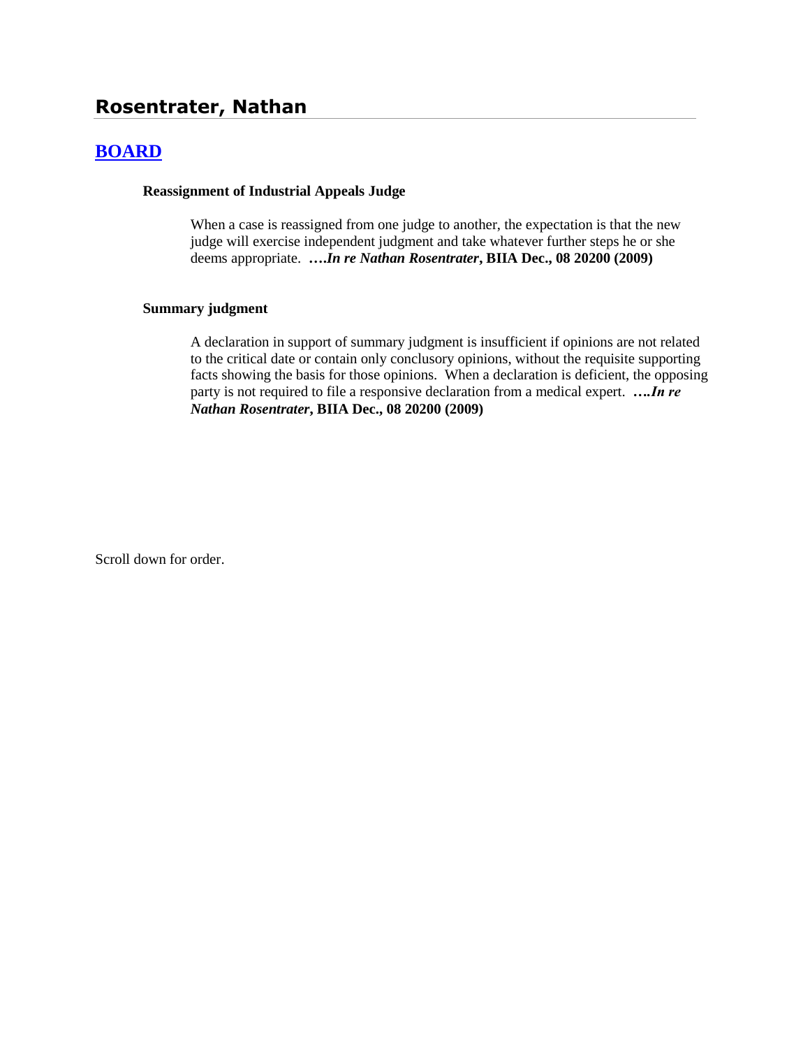## Rosentrater, Nathan

### BOARD

**Reassignment of Industrial Appeals Judge**

When a case is reassigned from one judge to another, the expectation is that the new judge will exercise independent judgment and take whatever further steps he or she deems appropriate. ***….In re Nathan Rosentrater*, BIIA Dec., 08 20200 (2009)**

**Summary judgment**

A declaration in support of summary judgment is insufficient if opinions are not related to the critical date or contain only conclusory opinions, without the requisite supporting facts showing the basis for those opinions. When a declaration is deficient, the opposing party is not required to file a responsive declaration from a medical expert. ***….In re Nathan Rosentrater*, BIIA Dec., 08 20200 (2009)**

Scroll down for order.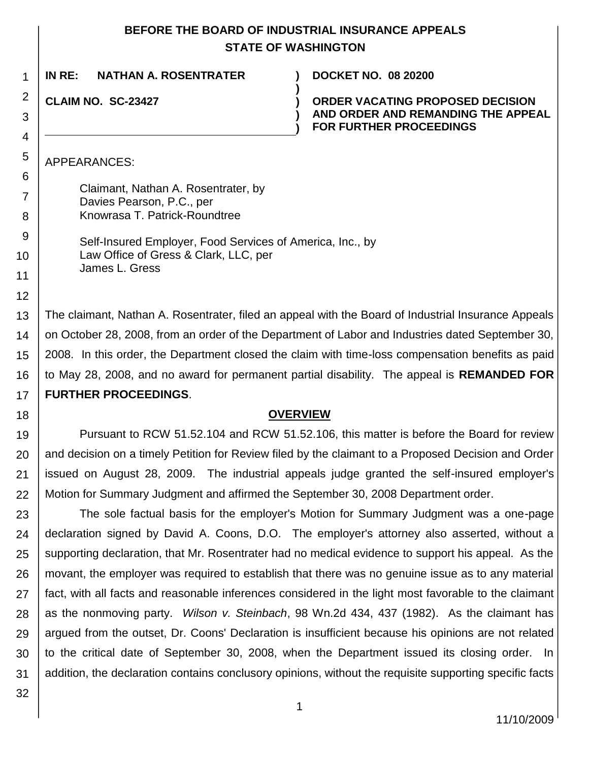**BEFORE THE BOARD OF INDUSTRIAL INSURANCE APPEALS**
**STATE OF WASHINGTON**

| | | |
|---|---|---|
| **IN RE: NATHAN A. ROSENTRATER** | ) | **DOCKET NO. 08 20200** |
| | ) | |
| **CLAIM NO. SC-23427** | ) | **ORDER VACATING PROPOSED DECISION AND ORDER AND REMANDING THE APPEAL FOR FURTHER PROCEEDINGS** |

APPEARANCES:

Claimant, Nathan A. Rosentrater, by
Davies Pearson, P.C., per
Knowrasa T. Patrick-Roundtree

Self-Insured Employer, Food Services of America, Inc., by
Law Office of Gress & Clark, LLC, per
James L. Gress

The claimant, Nathan A. Rosentrater, filed an appeal with the Board of Industrial Insurance Appeals on October 28, 2008, from an order of the Department of Labor and Industries dated September 30, 2008. In this order, the Department closed the claim with time-loss compensation benefits as paid to May 28, 2008, and no award for permanent partial disability. The appeal is **REMANDED FOR FURTHER PROCEEDINGS**.

## OVERVIEW

Pursuant to RCW 51.52.104 and RCW 51.52.106, this matter is before the Board for review and decision on a timely Petition for Review filed by the claimant to a Proposed Decision and Order issued on August 28, 2009. The industrial appeals judge granted the self-insured employer's Motion for Summary Judgment and affirmed the September 30, 2008 Department order.

The sole factual basis for the employer's Motion for Summary Judgment was a one-page declaration signed by David A. Coons, D.O. The employer's attorney also asserted, without a supporting declaration, that Mr. Rosentrater had no medical evidence to support his appeal. As the movant, the employer was required to establish that there was no genuine issue as to any material fact, with all facts and reasonable inferences considered in the light most favorable to the claimant as the nonmoving party. *Wilson v. Steinbach*, 98 Wn.2d 434, 437 (1982). As the claimant has argued from the outset, Dr. Coons' Declaration is insufficient because his opinions are not related to the critical date of September 30, 2008, when the Department issued its closing order. In addition, the declaration contains conclusory opinions, without the requisite supporting specific facts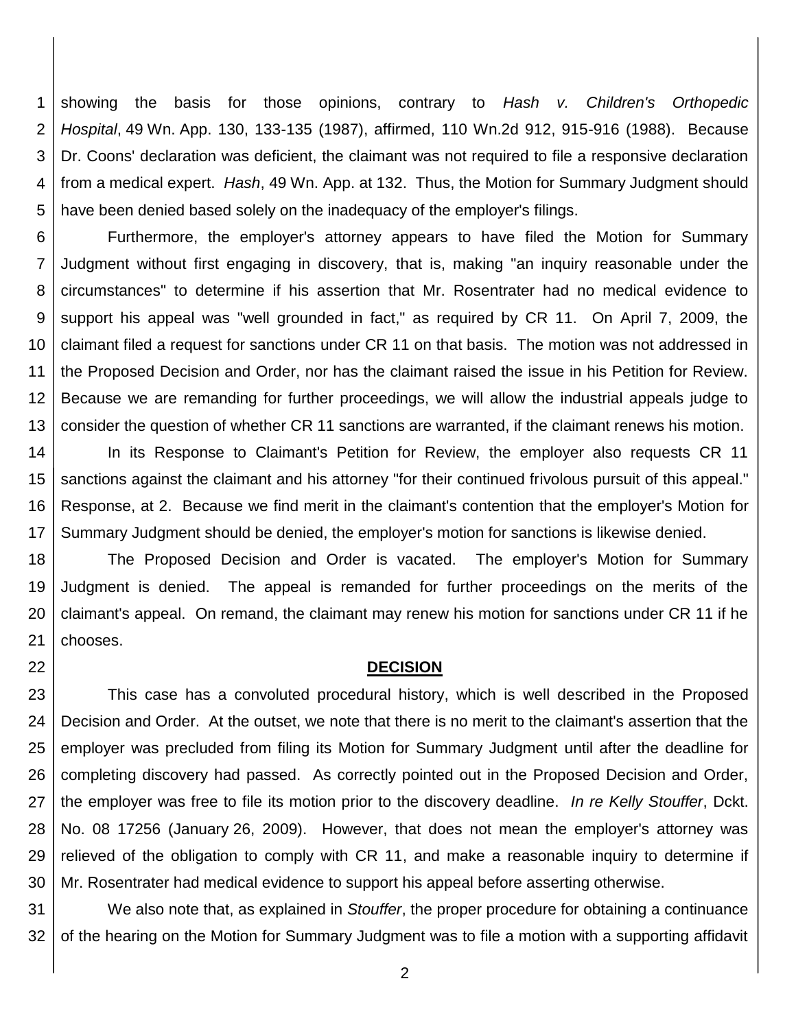showing the basis for those opinions, contrary to *Hash v. Children's Orthopedic Hospital*, 49 Wn. App. 130, 133-135 (1987), affirmed, 110 Wn.2d 912, 915-916 (1988). Because Dr. Coons' declaration was deficient, the claimant was not required to file a responsive declaration from a medical expert. *Hash*, 49 Wn. App. at 132. Thus, the Motion for Summary Judgment should have been denied based solely on the inadequacy of the employer's filings.

Furthermore, the employer's attorney appears to have filed the Motion for Summary Judgment without first engaging in discovery, that is, making "an inquiry reasonable under the circumstances" to determine if his assertion that Mr. Rosentrater had no medical evidence to support his appeal was "well grounded in fact," as required by CR 11. On April 7, 2009, the claimant filed a request for sanctions under CR 11 on that basis. The motion was not addressed in the Proposed Decision and Order, nor has the claimant raised the issue in his Petition for Review. Because we are remanding for further proceedings, we will allow the industrial appeals judge to consider the question of whether CR 11 sanctions are warranted, if the claimant renews his motion.

In its Response to Claimant's Petition for Review, the employer also requests CR 11 sanctions against the claimant and his attorney "for their continued frivolous pursuit of this appeal." Response, at 2. Because we find merit in the claimant's contention that the employer's Motion for Summary Judgment should be denied, the employer's motion for sanctions is likewise denied.

The Proposed Decision and Order is vacated. The employer's Motion for Summary Judgment is denied. The appeal is remanded for further proceedings on the merits of the claimant's appeal. On remand, the claimant may renew his motion for sanctions under CR 11 if he chooses.

## DECISION

This case has a convoluted procedural history, which is well described in the Proposed Decision and Order. At the outset, we note that there is no merit to the claimant's assertion that the employer was precluded from filing its Motion for Summary Judgment until after the deadline for completing discovery had passed. As correctly pointed out in the Proposed Decision and Order, the employer was free to file its motion prior to the discovery deadline. *In re Kelly Stouffer*, Dckt. No. 08 17256 (January 26, 2009). However, that does not mean the employer's attorney was relieved of the obligation to comply with CR 11, and make a reasonable inquiry to determine if Mr. Rosentrater had medical evidence to support his appeal before asserting otherwise.

We also note that, as explained in *Stouffer*, the proper procedure for obtaining a continuance of the hearing on the Motion for Summary Judgment was to file a motion with a supporting affidavit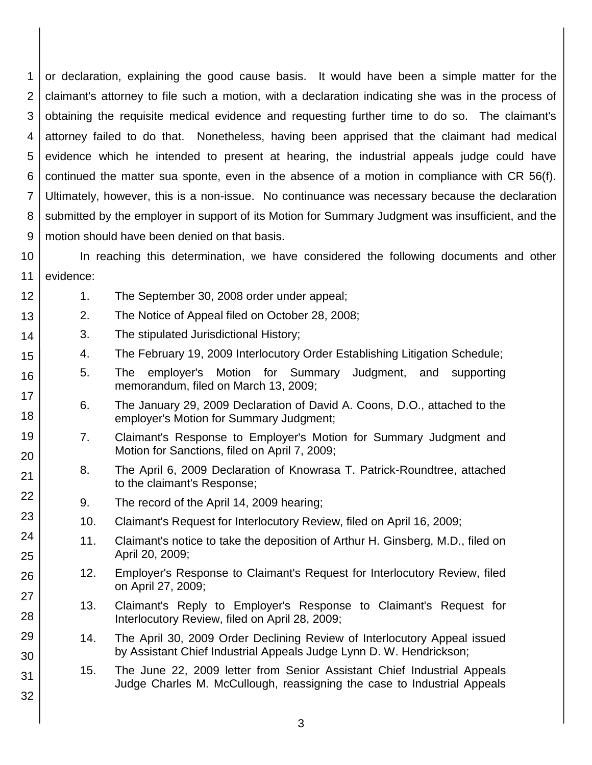or declaration, explaining the good cause basis. It would have been a simple matter for the claimant's attorney to file such a motion, with a declaration indicating she was in the process of obtaining the requisite medical evidence and requesting further time to do so. The claimant's attorney failed to do that. Nonetheless, having been apprised that the claimant had medical evidence which he intended to present at hearing, the industrial appeals judge could have continued the matter sua sponte, even in the absence of a motion in compliance with CR 56(f). Ultimately, however, this is a non-issue. No continuance was necessary because the declaration submitted by the employer in support of its Motion for Summary Judgment was insufficient, and the motion should have been denied on that basis.

In reaching this determination, we have considered the following documents and other evidence:

1. The September 30, 2008 order under appeal;
2. The Notice of Appeal filed on October 28, 2008;
3. The stipulated Jurisdictional History;
4. The February 19, 2009 Interlocutory Order Establishing Litigation Schedule;
5. The employer's Motion for Summary Judgment, and supporting memorandum, filed on March 13, 2009;
6. The January 29, 2009 Declaration of David A. Coons, D.O., attached to the employer's Motion for Summary Judgment;
7. Claimant's Response to Employer's Motion for Summary Judgment and Motion for Sanctions, filed on April 7, 2009;
8. The April 6, 2009 Declaration of Knowrasa T. Patrick-Roundtree, attached to the claimant's Response;
9. The record of the April 14, 2009 hearing;
10. Claimant's Request for Interlocutory Review, filed on April 16, 2009;
11. Claimant's notice to take the deposition of Arthur H. Ginsberg, M.D., filed on April 20, 2009;
12. Employer's Response to Claimant's Request for Interlocutory Review, filed on April 27, 2009;
13. Claimant's Reply to Employer's Response to Claimant's Request for Interlocutory Review, filed on April 28, 2009;
14. The April 30, 2009 Order Declining Review of Interlocutory Appeal issued by Assistant Chief Industrial Appeals Judge Lynn D. W. Hendrickson;
15. The June 22, 2009 letter from Senior Assistant Chief Industrial Appeals Judge Charles M. McCullough, reassigning the case to Industrial Appeals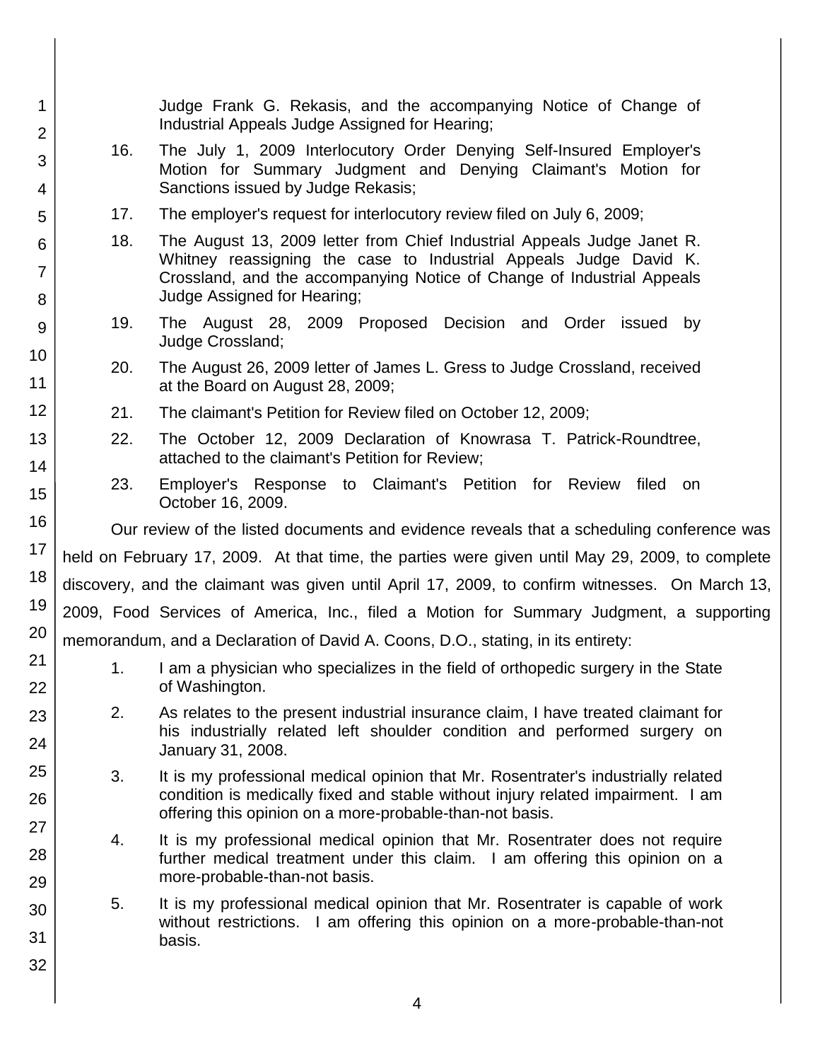Judge Frank G. Rekasis, and the accompanying Notice of Change of Industrial Appeals Judge Assigned for Hearing;

16. The July 1, 2009 Interlocutory Order Denying Self-Insured Employer's Motion for Summary Judgment and Denying Claimant's Motion for Sanctions issued by Judge Rekasis;

17. The employer's request for interlocutory review filed on July 6, 2009;

18. The August 13, 2009 letter from Chief Industrial Appeals Judge Janet R. Whitney reassigning the case to Industrial Appeals Judge David K. Crossland, and the accompanying Notice of Change of Industrial Appeals Judge Assigned for Hearing;

19. The August 28, 2009 Proposed Decision and Order issued by Judge Crossland;

20. The August 26, 2009 letter of James L. Gress to Judge Crossland, received at the Board on August 28, 2009;

21. The claimant's Petition for Review filed on October 12, 2009;

22. The October 12, 2009 Declaration of Knowrasa T. Patrick-Roundtree, attached to the claimant's Petition for Review;

23. Employer's Response to Claimant's Petition for Review filed on October 16, 2009.

Our review of the listed documents and evidence reveals that a scheduling conference was held on February 17, 2009. At that time, the parties were given until May 29, 2009, to complete discovery, and the claimant was given until April 17, 2009, to confirm witnesses. On March 13, 2009, Food Services of America, Inc., filed a Motion for Summary Judgment, a supporting memorandum, and a Declaration of David A. Coons, D.O., stating, in its entirety:

1. I am a physician who specializes in the field of orthopedic surgery in the State of Washington.

2. As relates to the present industrial insurance claim, I have treated claimant for his industrially related left shoulder condition and performed surgery on January 31, 2008.

3. It is my professional medical opinion that Mr. Rosentrater's industrially related condition is medically fixed and stable without injury related impairment. I am offering this opinion on a more-probable-than-not basis.

4. It is my professional medical opinion that Mr. Rosentrater does not require further medical treatment under this claim. I am offering this opinion on a more-probable-than-not basis.

5. It is my professional medical opinion that Mr. Rosentrater is capable of work without restrictions. I am offering this opinion on a more-probable-than-not basis.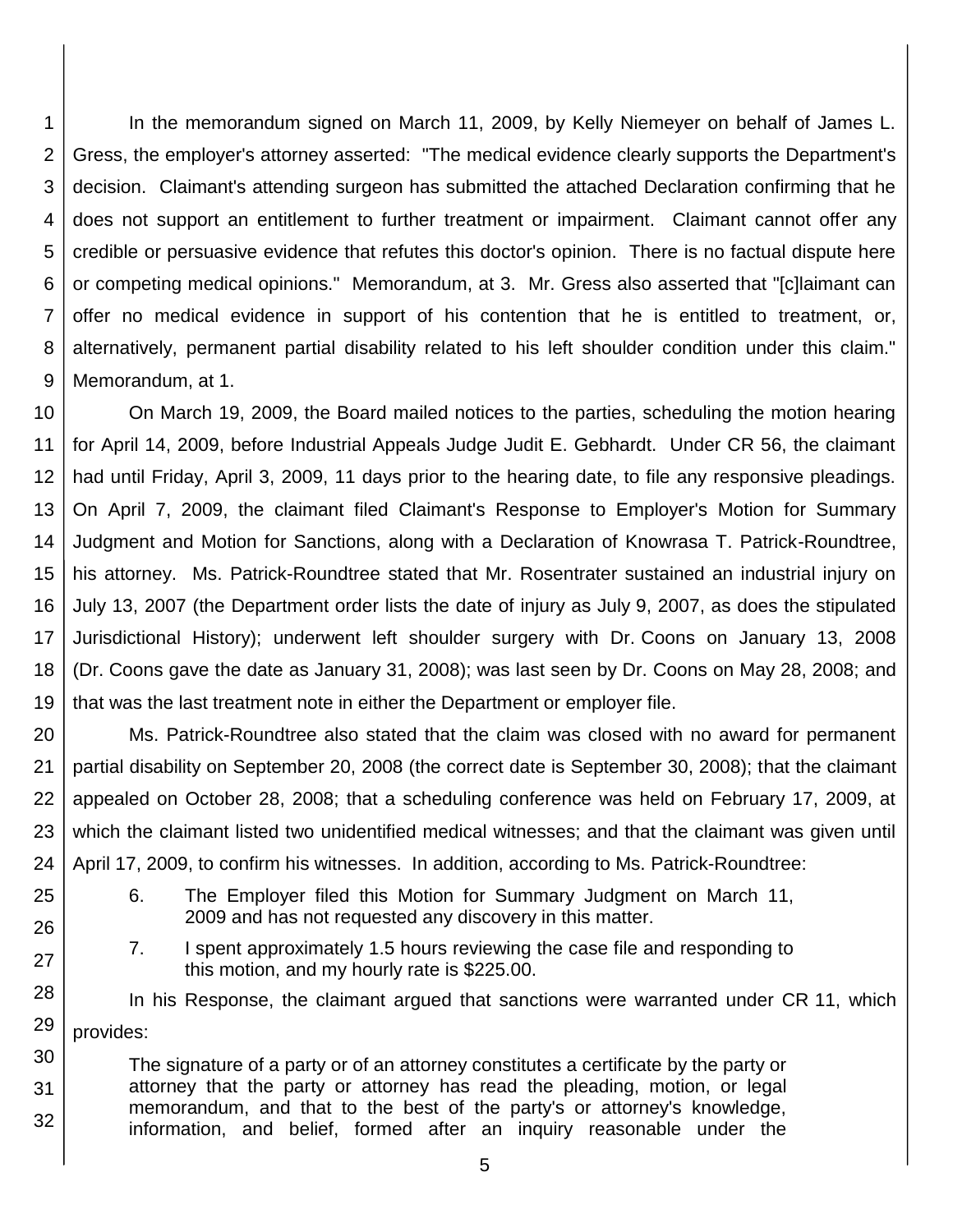In the memorandum signed on March 11, 2009, by Kelly Niemeyer on behalf of James L. Gress, the employer's attorney asserted: "The medical evidence clearly supports the Department's decision. Claimant's attending surgeon has submitted the attached Declaration confirming that he does not support an entitlement to further treatment or impairment. Claimant cannot offer any credible or persuasive evidence that refutes this doctor's opinion. There is no factual dispute here or competing medical opinions." Memorandum, at 3. Mr. Gress also asserted that "[c]laimant can offer no medical evidence in support of his contention that he is entitled to treatment, or, alternatively, permanent partial disability related to his left shoulder condition under this claim." Memorandum, at 1.

On March 19, 2009, the Board mailed notices to the parties, scheduling the motion hearing for April 14, 2009, before Industrial Appeals Judge Judit E. Gebhardt. Under CR 56, the claimant had until Friday, April 3, 2009, 11 days prior to the hearing date, to file any responsive pleadings. On April 7, 2009, the claimant filed Claimant's Response to Employer's Motion for Summary Judgment and Motion for Sanctions, along with a Declaration of Knowrasa T. Patrick-Roundtree, his attorney. Ms. Patrick-Roundtree stated that Mr. Rosentrater sustained an industrial injury on July 13, 2007 (the Department order lists the date of injury as July 9, 2007, as does the stipulated Jurisdictional History); underwent left shoulder surgery with Dr. Coons on January 13, 2008 (Dr. Coons gave the date as January 31, 2008); was last seen by Dr. Coons on May 28, 2008; and that was the last treatment note in either the Department or employer file.

Ms. Patrick-Roundtree also stated that the claim was closed with no award for permanent partial disability on September 20, 2008 (the correct date is September 30, 2008); that the claimant appealed on October 28, 2008; that a scheduling conference was held on February 17, 2009, at which the claimant listed two unidentified medical witnesses; and that the claimant was given until April 17, 2009, to confirm his witnesses. In addition, according to Ms. Patrick-Roundtree:

> 6. The Employer filed this Motion for Summary Judgment on March 11, 2009 and has not requested any discovery in this matter.
>
> 7. I spent approximately 1.5 hours reviewing the case file and responding to this motion, and my hourly rate is $225.00.

In his Response, the claimant argued that sanctions were warranted under CR 11, which provides:

> The signature of a party or of an attorney constitutes a certificate by the party or attorney that the party or attorney has read the pleading, motion, or legal memorandum, and that to the best of the party's or attorney's knowledge, information, and belief, formed after an inquiry reasonable under the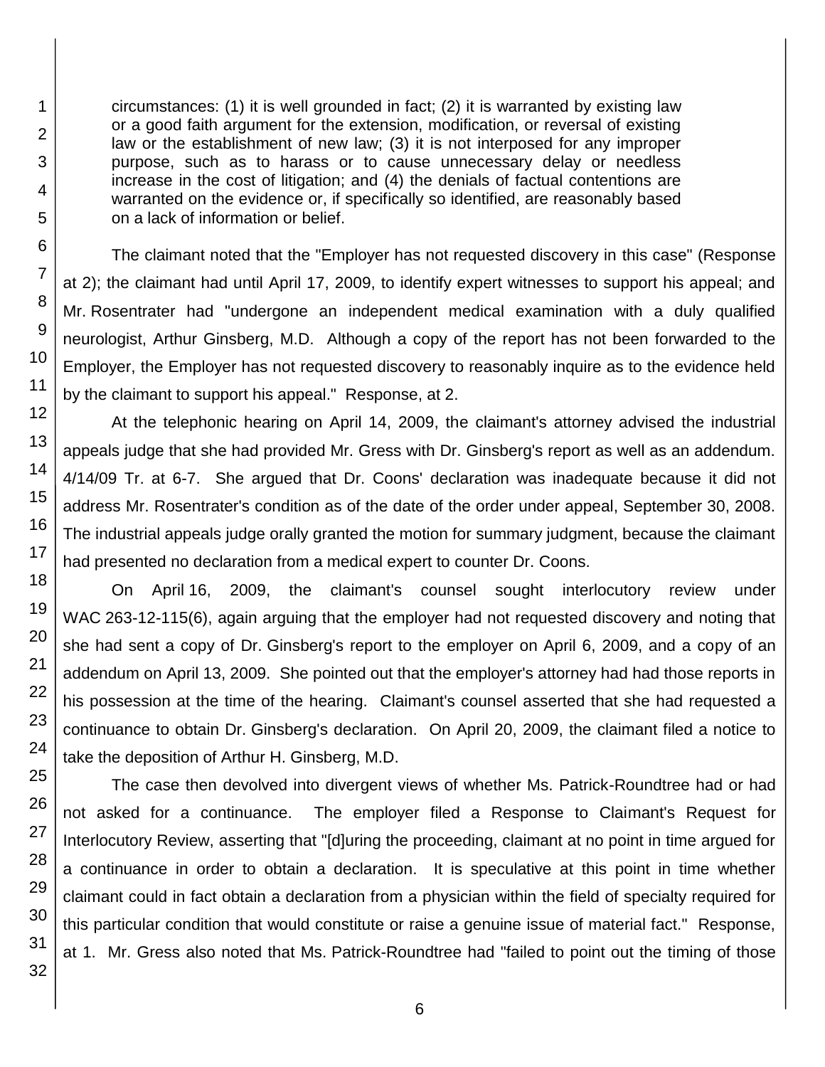circumstances: (1) it is well grounded in fact; (2) it is warranted by existing law or a good faith argument for the extension, modification, or reversal of existing law or the establishment of new law; (3) it is not interposed for any improper purpose, such as to harass or to cause unnecessary delay or needless increase in the cost of litigation; and (4) the denials of factual contentions are warranted on the evidence or, if specifically so identified, are reasonably based on a lack of information or belief.

The claimant noted that the "Employer has not requested discovery in this case" (Response at 2); the claimant had until April 17, 2009, to identify expert witnesses to support his appeal; and Mr. Rosentrater had "undergone an independent medical examination with a duly qualified neurologist, Arthur Ginsberg, M.D. Although a copy of the report has not been forwarded to the Employer, the Employer has not requested discovery to reasonably inquire as to the evidence held by the claimant to support his appeal." Response, at 2.

At the telephonic hearing on April 14, 2009, the claimant's attorney advised the industrial appeals judge that she had provided Mr. Gress with Dr. Ginsberg's report as well as an addendum. 4/14/09 Tr. at 6-7. She argued that Dr. Coons' declaration was inadequate because it did not address Mr. Rosentrater's condition as of the date of the order under appeal, September 30, 2008. The industrial appeals judge orally granted the motion for summary judgment, because the claimant had presented no declaration from a medical expert to counter Dr. Coons.

On April 16, 2009, the claimant's counsel sought interlocutory review under WAC 263-12-115(6), again arguing that the employer had not requested discovery and noting that she had sent a copy of Dr. Ginsberg's report to the employer on April 6, 2009, and a copy of an addendum on April 13, 2009. She pointed out that the employer's attorney had had those reports in his possession at the time of the hearing. Claimant's counsel asserted that she had requested a continuance to obtain Dr. Ginsberg's declaration. On April 20, 2009, the claimant filed a notice to take the deposition of Arthur H. Ginsberg, M.D.

The case then devolved into divergent views of whether Ms. Patrick-Roundtree had or had not asked for a continuance. The employer filed a Response to Claimant's Request for Interlocutory Review, asserting that "[d]uring the proceeding, claimant at no point in time argued for a continuance in order to obtain a declaration. It is speculative at this point in time whether claimant could in fact obtain a declaration from a physician within the field of specialty required for this particular condition that would constitute or raise a genuine issue of material fact." Response, at 1. Mr. Gress also noted that Ms. Patrick-Roundtree had "failed to point out the timing of those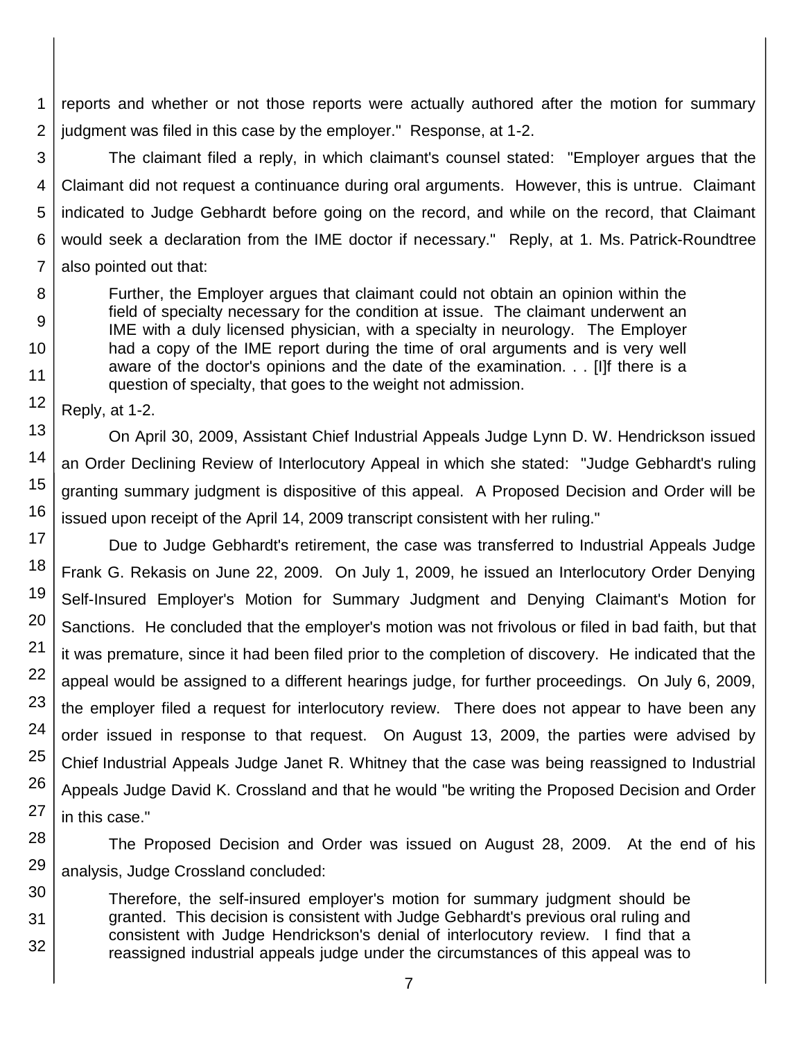reports and whether or not those reports were actually authored after the motion for summary judgment was filed in this case by the employer." Response, at 1-2.

The claimant filed a reply, in which claimant's counsel stated: "Employer argues that the Claimant did not request a continuance during oral arguments. However, this is untrue. Claimant indicated to Judge Gebhardt before going on the record, and while on the record, that Claimant would seek a declaration from the IME doctor if necessary." Reply, at 1. Ms. Patrick-Roundtree also pointed out that:

> Further, the Employer argues that claimant could not obtain an opinion within the field of specialty necessary for the condition at issue. The claimant underwent an IME with a duly licensed physician, with a specialty in neurology. The Employer had a copy of the IME report during the time of oral arguments and is very well aware of the doctor's opinions and the date of the examination. . . [I]f there is a question of specialty, that goes to the weight not admission.

Reply, at 1-2.

On April 30, 2009, Assistant Chief Industrial Appeals Judge Lynn D. W. Hendrickson issued an Order Declining Review of Interlocutory Appeal in which she stated: "Judge Gebhardt's ruling granting summary judgment is dispositive of this appeal. A Proposed Decision and Order will be issued upon receipt of the April 14, 2009 transcript consistent with her ruling."

Due to Judge Gebhardt's retirement, the case was transferred to Industrial Appeals Judge Frank G. Rekasis on June 22, 2009. On July 1, 2009, he issued an Interlocutory Order Denying Self-Insured Employer's Motion for Summary Judgment and Denying Claimant's Motion for Sanctions. He concluded that the employer's motion was not frivolous or filed in bad faith, but that it was premature, since it had been filed prior to the completion of discovery. He indicated that the appeal would be assigned to a different hearings judge, for further proceedings. On July 6, 2009, the employer filed a request for interlocutory review. There does not appear to have been any order issued in response to that request. On August 13, 2009, the parties were advised by Chief Industrial Appeals Judge Janet R. Whitney that the case was being reassigned to Industrial Appeals Judge David K. Crossland and that he would "be writing the Proposed Decision and Order in this case."

The Proposed Decision and Order was issued on August 28, 2009. At the end of his analysis, Judge Crossland concluded:

> Therefore, the self-insured employer's motion for summary judgment should be granted. This decision is consistent with Judge Gebhardt's previous oral ruling and consistent with Judge Hendrickson's denial of interlocutory review. I find that a reassigned industrial appeals judge under the circumstances of this appeal was to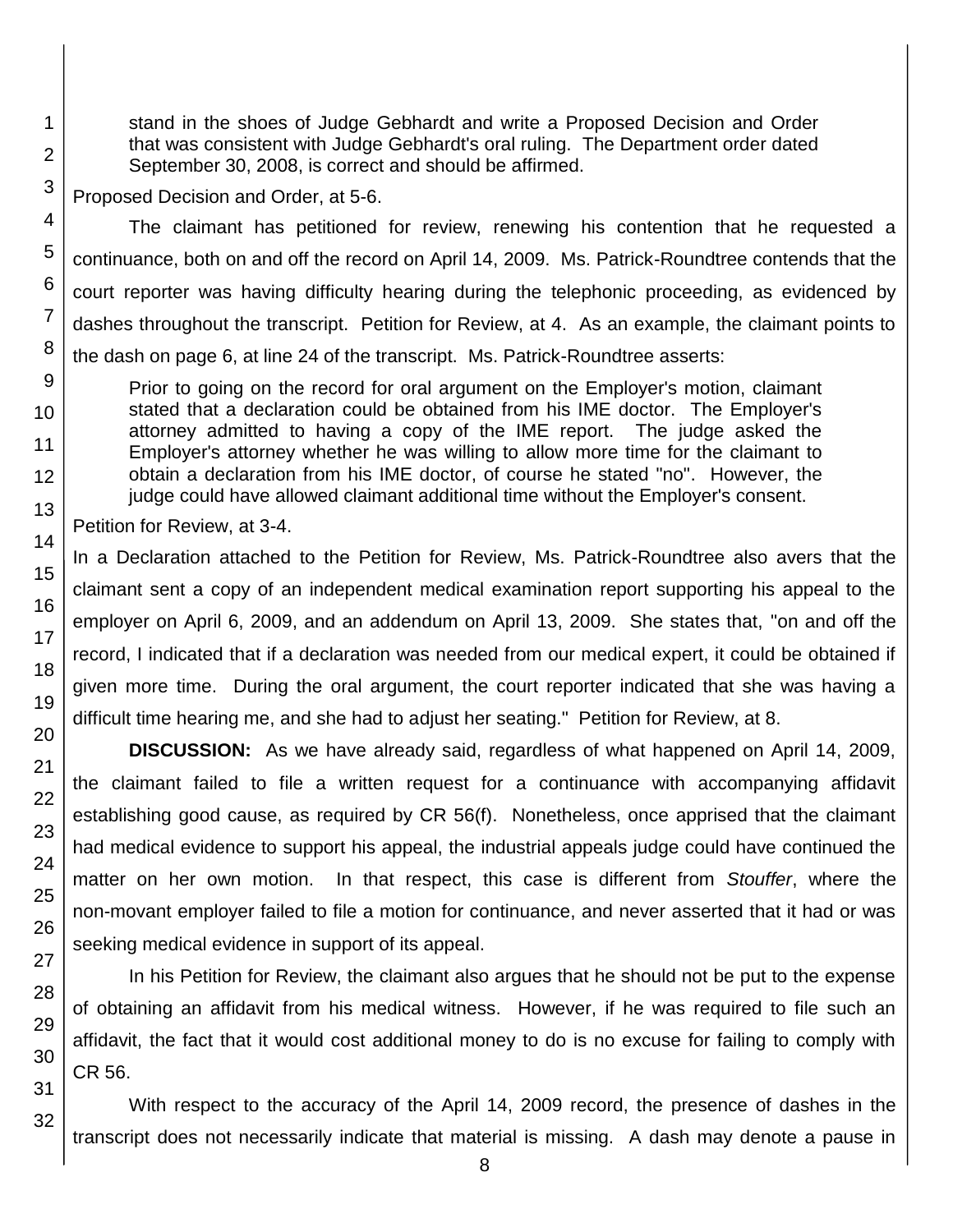> stand in the shoes of Judge Gebhardt and write a Proposed Decision and Order that was consistent with Judge Gebhardt's oral ruling. The Department order dated September 30, 2008, is correct and should be affirmed.

Proposed Decision and Order, at 5-6.

The claimant has petitioned for review, renewing his contention that he requested a continuance, both on and off the record on April 14, 2009. Ms. Patrick-Roundtree contends that the court reporter was having difficulty hearing during the telephonic proceeding, as evidenced by dashes throughout the transcript. Petition for Review, at 4. As an example, the claimant points to the dash on page 6, at line 24 of the transcript. Ms. Patrick-Roundtree asserts:

> Prior to going on the record for oral argument on the Employer's motion, claimant stated that a declaration could be obtained from his IME doctor. The Employer's attorney admitted to having a copy of the IME report. The judge asked the Employer's attorney whether he was willing to allow more time for the claimant to obtain a declaration from his IME doctor, of course he stated "no". However, the judge could have allowed claimant additional time without the Employer's consent.

Petition for Review, at 3-4.

In a Declaration attached to the Petition for Review, Ms. Patrick-Roundtree also avers that the claimant sent a copy of an independent medical examination report supporting his appeal to the employer on April 6, 2009, and an addendum on April 13, 2009. She states that, "on and off the record, I indicated that if a declaration was needed from our medical expert, it could be obtained if given more time. During the oral argument, the court reporter indicated that she was having a difficult time hearing me, and she had to adjust her seating." Petition for Review, at 8.

**DISCUSSION:** As we have already said, regardless of what happened on April 14, 2009, the claimant failed to file a written request for a continuance with accompanying affidavit establishing good cause, as required by CR 56(f). Nonetheless, once apprised that the claimant had medical evidence to support his appeal, the industrial appeals judge could have continued the matter on her own motion. In that respect, this case is different from *Stouffer*, where the non-movant employer failed to file a motion for continuance, and never asserted that it had or was seeking medical evidence in support of its appeal.

In his Petition for Review, the claimant also argues that he should not be put to the expense of obtaining an affidavit from his medical witness. However, if he was required to file such an affidavit, the fact that it would cost additional money to do is no excuse for failing to comply with CR 56.

With respect to the accuracy of the April 14, 2009 record, the presence of dashes in the transcript does not necessarily indicate that material is missing. A dash may denote a pause in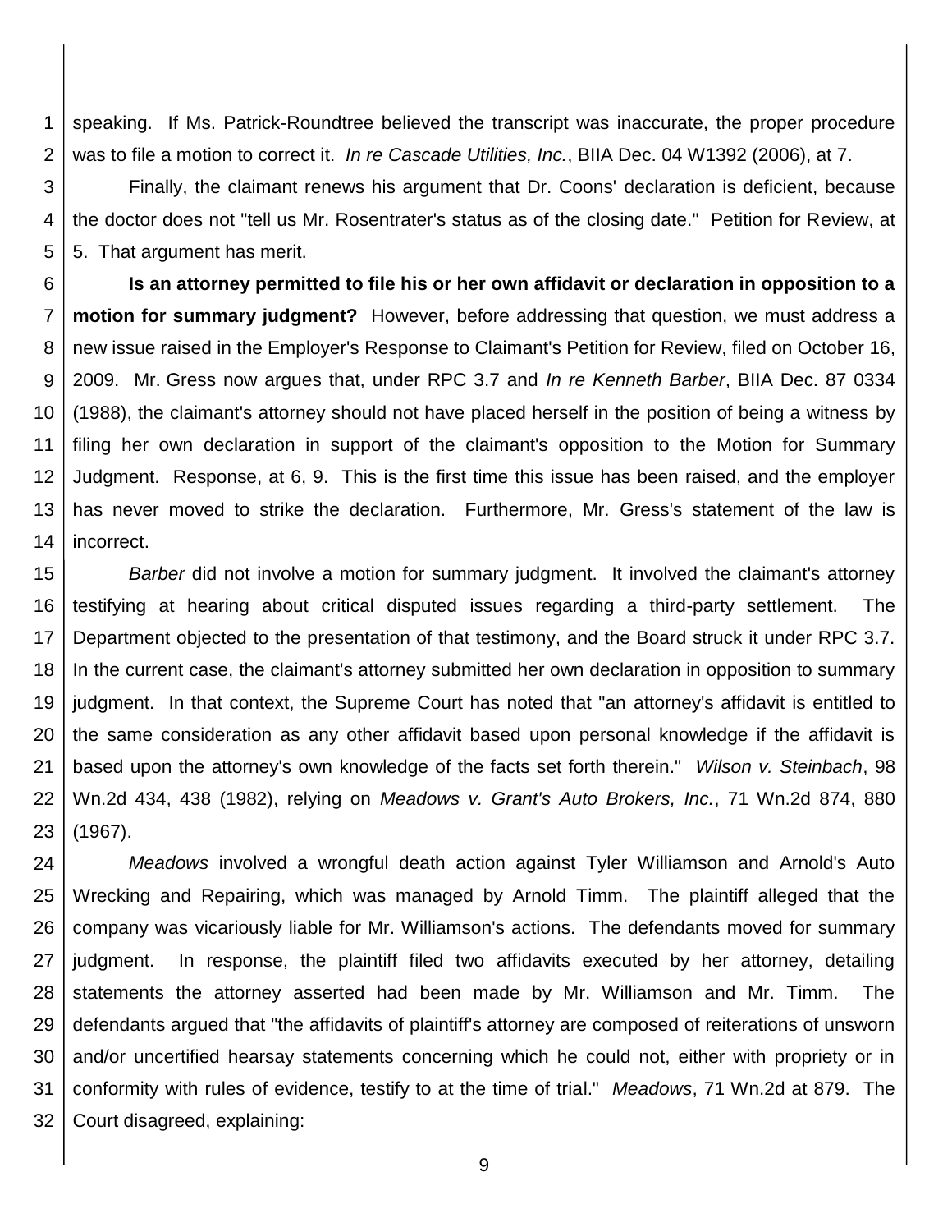speaking. If Ms. Patrick-Roundtree believed the transcript was inaccurate, the proper procedure was to file a motion to correct it. *In re Cascade Utilities, Inc.*, BIIA Dec. 04 W1392 (2006), at 7.

Finally, the claimant renews his argument that Dr. Coons' declaration is deficient, because the doctor does not "tell us Mr. Rosentrater's status as of the closing date." Petition for Review, at 5. That argument has merit.

**Is an attorney permitted to file his or her own affidavit or declaration in opposition to a motion for summary judgment?** However, before addressing that question, we must address a new issue raised in the Employer's Response to Claimant's Petition for Review, filed on October 16, 2009. Mr. Gress now argues that, under RPC 3.7 and *In re Kenneth Barber*, BIIA Dec. 87 0334 (1988), the claimant's attorney should not have placed herself in the position of being a witness by filing her own declaration in support of the claimant's opposition to the Motion for Summary Judgment. Response, at 6, 9. This is the first time this issue has been raised, and the employer has never moved to strike the declaration. Furthermore, Mr. Gress's statement of the law is incorrect.

*Barber* did not involve a motion for summary judgment. It involved the claimant's attorney testifying at hearing about critical disputed issues regarding a third-party settlement. The Department objected to the presentation of that testimony, and the Board struck it under RPC 3.7. In the current case, the claimant's attorney submitted her own declaration in opposition to summary judgment. In that context, the Supreme Court has noted that "an attorney's affidavit is entitled to the same consideration as any other affidavit based upon personal knowledge if the affidavit is based upon the attorney's own knowledge of the facts set forth therein." *Wilson v. Steinbach*, 98 Wn.2d 434, 438 (1982), relying on *Meadows v. Grant's Auto Brokers, Inc.*, 71 Wn.2d 874, 880 (1967).

*Meadows* involved a wrongful death action against Tyler Williamson and Arnold's Auto Wrecking and Repairing, which was managed by Arnold Timm. The plaintiff alleged that the company was vicariously liable for Mr. Williamson's actions. The defendants moved for summary judgment. In response, the plaintiff filed two affidavits executed by her attorney, detailing statements the attorney asserted had been made by Mr. Williamson and Mr. Timm. The defendants argued that "the affidavits of plaintiff's attorney are composed of reiterations of unsworn and/or uncertified hearsay statements concerning which he could not, either with propriety or in conformity with rules of evidence, testify to at the time of trial." *Meadows*, 71 Wn.2d at 879. The Court disagreed, explaining: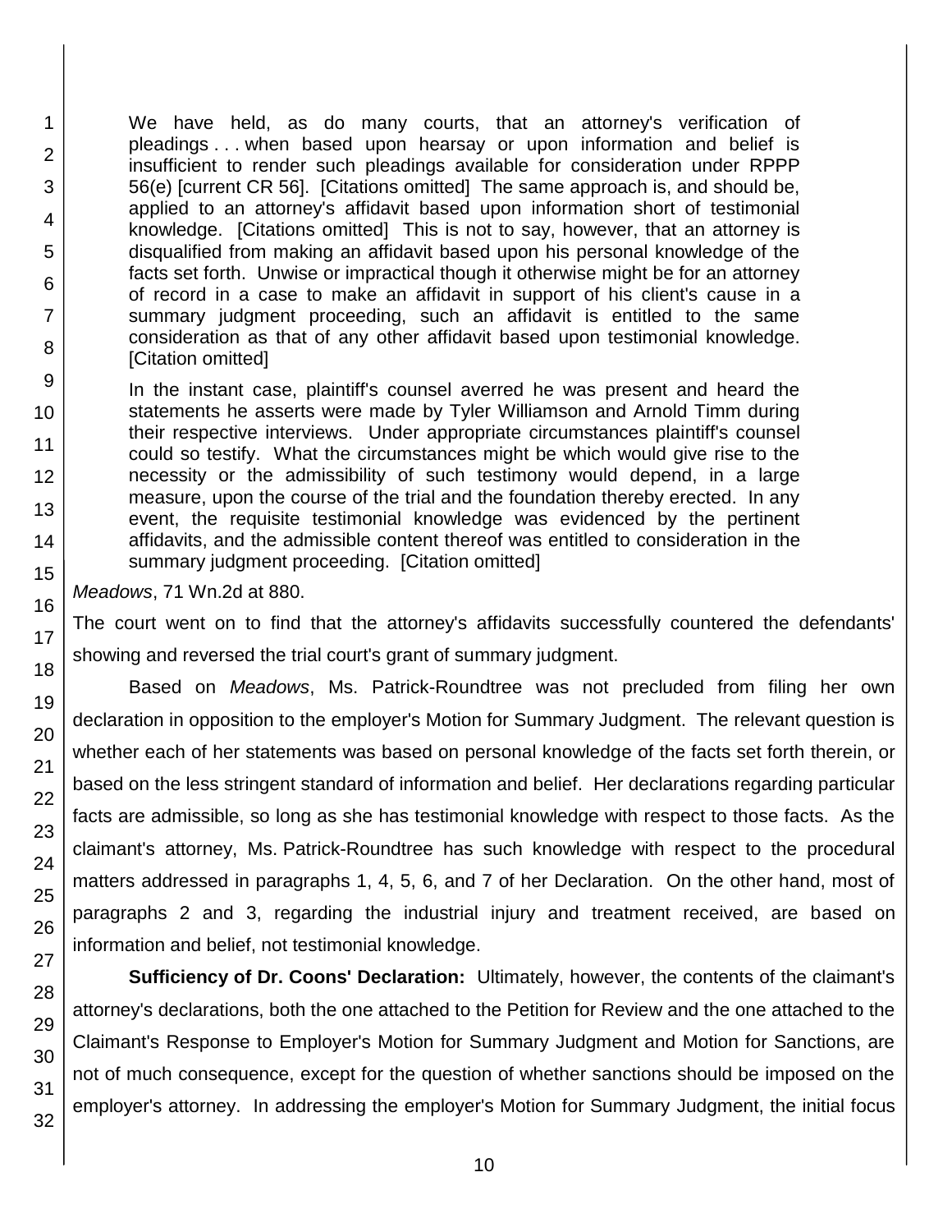> We have held, as do many courts, that an attorney's verification of pleadings . . . when based upon hearsay or upon information and belief is insufficient to render such pleadings available for consideration under RPPP 56(e) [current CR 56]. [Citations omitted] The same approach is, and should be, applied to an attorney's affidavit based upon information short of testimonial knowledge. [Citations omitted] This is not to say, however, that an attorney is disqualified from making an affidavit based upon his personal knowledge of the facts set forth. Unwise or impractical though it otherwise might be for an attorney of record in a case to make an affidavit in support of his client's cause in a summary judgment proceeding, such an affidavit is entitled to the same consideration as that of any other affidavit based upon testimonial knowledge. [Citation omitted]
>
> In the instant case, plaintiff's counsel averred he was present and heard the statements he asserts were made by Tyler Williamson and Arnold Timm during their respective interviews. Under appropriate circumstances plaintiff's counsel could so testify. What the circumstances might be which would give rise to the necessity or the admissibility of such testimony would depend, in a large measure, upon the course of the trial and the foundation thereby erected. In any event, the requisite testimonial knowledge was evidenced by the pertinent affidavits, and the admissible content thereof was entitled to consideration in the summary judgment proceeding. [Citation omitted]

*Meadows*, 71 Wn.2d at 880.

The court went on to find that the attorney's affidavits successfully countered the defendants' showing and reversed the trial court's grant of summary judgment.

Based on *Meadows*, Ms. Patrick-Roundtree was not precluded from filing her own declaration in opposition to the employer's Motion for Summary Judgment. The relevant question is whether each of her statements was based on personal knowledge of the facts set forth therein, or based on the less stringent standard of information and belief. Her declarations regarding particular facts are admissible, so long as she has testimonial knowledge with respect to those facts. As the claimant's attorney, Ms. Patrick-Roundtree has such knowledge with respect to the procedural matters addressed in paragraphs 1, 4, 5, 6, and 7 of her Declaration. On the other hand, most of paragraphs 2 and 3, regarding the industrial injury and treatment received, are based on information and belief, not testimonial knowledge.

**Sufficiency of Dr. Coons' Declaration:** Ultimately, however, the contents of the claimant's attorney's declarations, both the one attached to the Petition for Review and the one attached to the Claimant's Response to Employer's Motion for Summary Judgment and Motion for Sanctions, are not of much consequence, except for the question of whether sanctions should be imposed on the employer's attorney. In addressing the employer's Motion for Summary Judgment, the initial focus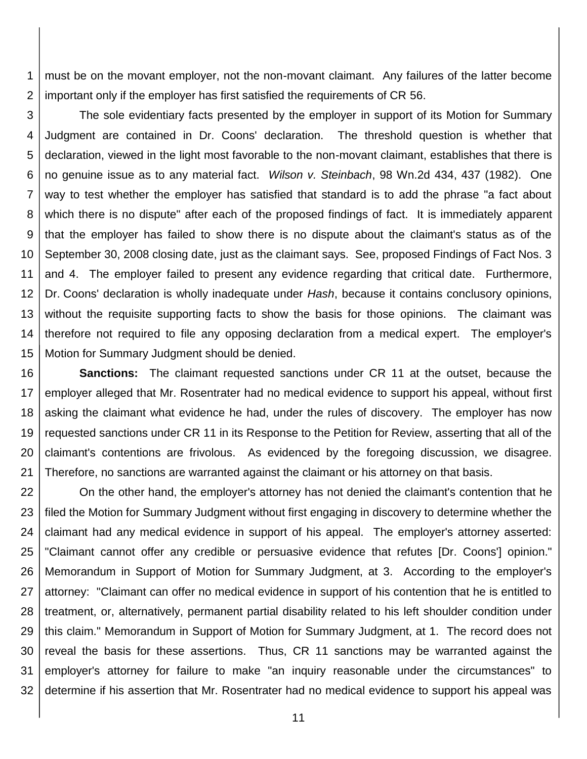must be on the movant employer, not the non-movant claimant. Any failures of the latter become important only if the employer has first satisfied the requirements of CR 56.

The sole evidentiary facts presented by the employer in support of its Motion for Summary Judgment are contained in Dr. Coons' declaration. The threshold question is whether that declaration, viewed in the light most favorable to the non-movant claimant, establishes that there is no genuine issue as to any material fact. *Wilson v. Steinbach*, 98 Wn.2d 434, 437 (1982). One way to test whether the employer has satisfied that standard is to add the phrase "a fact about which there is no dispute" after each of the proposed findings of fact. It is immediately apparent that the employer has failed to show there is no dispute about the claimant's status as of the September 30, 2008 closing date, just as the claimant says. See, proposed Findings of Fact Nos. 3 and 4. The employer failed to present any evidence regarding that critical date. Furthermore, Dr. Coons' declaration is wholly inadequate under *Hash*, because it contains conclusory opinions, without the requisite supporting facts to show the basis for those opinions. The claimant was therefore not required to file any opposing declaration from a medical expert. The employer's Motion for Summary Judgment should be denied.

**Sanctions:** The claimant requested sanctions under CR 11 at the outset, because the employer alleged that Mr. Rosentrater had no medical evidence to support his appeal, without first asking the claimant what evidence he had, under the rules of discovery. The employer has now requested sanctions under CR 11 in its Response to the Petition for Review, asserting that all of the claimant's contentions are frivolous. As evidenced by the foregoing discussion, we disagree. Therefore, no sanctions are warranted against the claimant or his attorney on that basis.

On the other hand, the employer's attorney has not denied the claimant's contention that he filed the Motion for Summary Judgment without first engaging in discovery to determine whether the claimant had any medical evidence in support of his appeal. The employer's attorney asserted: "Claimant cannot offer any credible or persuasive evidence that refutes [Dr. Coons'] opinion." Memorandum in Support of Motion for Summary Judgment, at 3. According to the employer's attorney: "Claimant can offer no medical evidence in support of his contention that he is entitled to treatment, or, alternatively, permanent partial disability related to his left shoulder condition under this claim." Memorandum in Support of Motion for Summary Judgment, at 1. The record does not reveal the basis for these assertions. Thus, CR 11 sanctions may be warranted against the employer's attorney for failure to make "an inquiry reasonable under the circumstances" to determine if his assertion that Mr. Rosentrater had no medical evidence to support his appeal was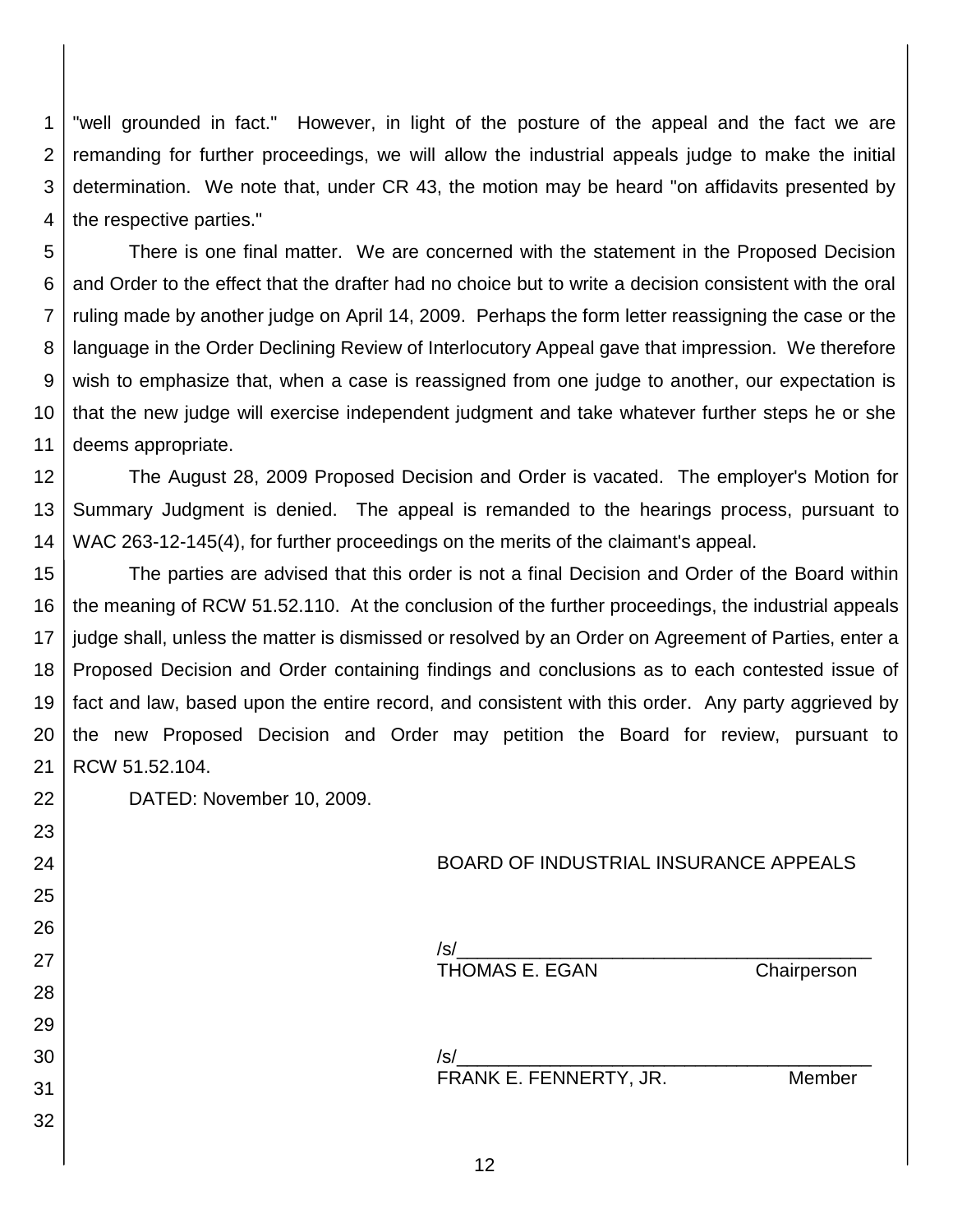"well grounded in fact." However, in light of the posture of the appeal and the fact we are remanding for further proceedings, we will allow the industrial appeals judge to make the initial determination. We note that, under CR 43, the motion may be heard "on affidavits presented by the respective parties."

There is one final matter. We are concerned with the statement in the Proposed Decision and Order to the effect that the drafter had no choice but to write a decision consistent with the oral ruling made by another judge on April 14, 2009. Perhaps the form letter reassigning the case or the language in the Order Declining Review of Interlocutory Appeal gave that impression. We therefore wish to emphasize that, when a case is reassigned from one judge to another, our expectation is that the new judge will exercise independent judgment and take whatever further steps he or she deems appropriate.

The August 28, 2009 Proposed Decision and Order is vacated. The employer's Motion for Summary Judgment is denied. The appeal is remanded to the hearings process, pursuant to WAC 263-12-145(4), for further proceedings on the merits of the claimant's appeal.

The parties are advised that this order is not a final Decision and Order of the Board within the meaning of RCW 51.52.110. At the conclusion of the further proceedings, the industrial appeals judge shall, unless the matter is dismissed or resolved by an Order on Agreement of Parties, enter a Proposed Decision and Order containing findings and conclusions as to each contested issue of fact and law, based upon the entire record, and consistent with this order. Any party aggrieved by the new Proposed Decision and Order may petition the Board for review, pursuant to RCW 51.52.104.

DATED: November 10, 2009.

BOARD OF INDUSTRIAL INSURANCE APPEALS

/s/________________________________________
THOMAS E. EGAN Chairperson

/s/________________________________________
FRANK E. FENNERTY, JR. Member